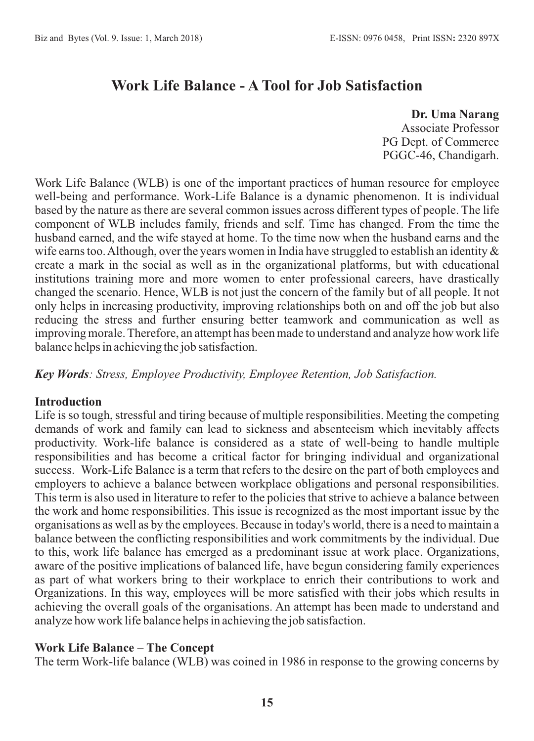# Work Life Balance - A Tool for Job Satisfaction

**Dr. Uma Narang**
Associate Professor
PG Dept. of Commerce
PGGC-46, Chandigarh.

Work Life Balance (WLB) is one of the important practices of human resource for employee well-being and performance. Work-Life Balance is a dynamic phenomenon. It is individual based by the nature as there are several common issues across different types of people. The life component of WLB includes family, friends and self. Time has changed. From the time the husband earned, and the wife stayed at home. To the time now when the husband earns and the wife earns too. Although, over the years women in India have struggled to establish an identity & create a mark in the social as well as in the organizational platforms, but with educational institutions training more and more women to enter professional careers, have drastically changed the scenario. Hence, WLB is not just the concern of the family but of all people. It not only helps in increasing productivity, improving relationships both on and off the job but also reducing the stress and further ensuring better teamwork and communication as well as improving morale. Therefore, an attempt has been made to understand and analyze how work life balance helps in achieving the job satisfaction.

***Key Words**: Stress, Employee Productivity, Employee Retention, Job Satisfaction.*

## Introduction

Life is so tough, stressful and tiring because of multiple responsibilities. Meeting the competing demands of work and family can lead to sickness and absenteeism which inevitably affects productivity. Work-life balance is considered as a state of well-being to handle multiple responsibilities and has become a critical factor for bringing individual and organizational success. Work-Life Balance is a term that refers to the desire on the part of both employees and employers to achieve a balance between workplace obligations and personal responsibilities. This term is also used in literature to refer to the policies that strive to achieve a balance between the work and home responsibilities. This issue is recognized as the most important issue by the organisations as well as by the employees. Because in today's world, there is a need to maintain a balance between the conflicting responsibilities and work commitments by the individual. Due to this, work life balance has emerged as a predominant issue at work place. Organizations, aware of the positive implications of balanced life, have begun considering family experiences as part of what workers bring to their workplace to enrich their contributions to work and Organizations. In this way, employees will be more satisfied with their jobs which results in achieving the overall goals of the organisations. An attempt has been made to understand and analyze how work life balance helps in achieving the job satisfaction.

## Work Life Balance – The Concept

The term Work-life balance (WLB) was coined in 1986 in response to the growing concerns by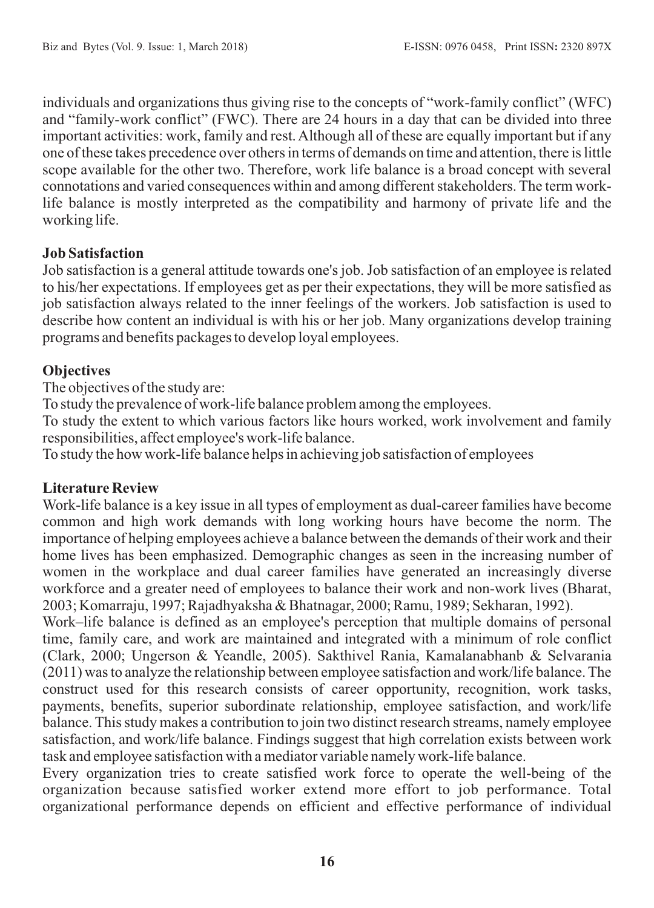individuals and organizations thus giving rise to the concepts of "work-family conflict" (WFC) and "family-work conflict" (FWC). There are 24 hours in a day that can be divided into three important activities: work, family and rest. Although all of these are equally important but if any one of these takes precedence over others in terms of demands on time and attention, there is little scope available for the other two. Therefore, work life balance is a broad concept with several connotations and varied consequences within and among different stakeholders. The term work-life balance is mostly interpreted as the compatibility and harmony of private life and the working life.

**Job Satisfaction**

Job satisfaction is a general attitude towards one's job. Job satisfaction of an employee is related to his/her expectations. If employees get as per their expectations, they will be more satisfied as job satisfaction always related to the inner feelings of the workers. Job satisfaction is used to describe how content an individual is with his or her job. Many organizations develop training programs and benefits packages to develop loyal employees.

**Objectives**

The objectives of the study are:

To study the prevalence of work-life balance problem among the employees.

To study the extent to which various factors like hours worked, work involvement and family responsibilities, affect employee's work-life balance.

To study the how work-life balance helps in achieving job satisfaction of employees

**Literature Review**

Work-life balance is a key issue in all types of employment as dual-career families have become common and high work demands with long working hours have become the norm. The importance of helping employees achieve a balance between the demands of their work and their home lives has been emphasized. Demographic changes as seen in the increasing number of women in the workplace and dual career families have generated an increasingly diverse workforce and a greater need of employees to balance their work and non-work lives (Bharat, 2003; Komarraju, 1997; Rajadhyaksha & Bhatnagar, 2000; Ramu, 1989; Sekharan, 1992).

Work–life balance is defined as an employee's perception that multiple domains of personal time, family care, and work are maintained and integrated with a minimum of role conflict (Clark, 2000; Ungerson & Yeandle, 2005). Sakthivel Rania, Kamalanabhanb & Selvarania (2011) was to analyze the relationship between employee satisfaction and work/life balance. The construct used for this research consists of career opportunity, recognition, work tasks, payments, benefits, superior subordinate relationship, employee satisfaction, and work/life balance. This study makes a contribution to join two distinct research streams, namely employee satisfaction, and work/life balance. Findings suggest that high correlation exists between work task and employee satisfaction with a mediator variable namely work-life balance.

Every organization tries to create satisfied work force to operate the well-being of the organization because satisfied worker extend more effort to job performance. Total organizational performance depends on efficient and effective performance of individual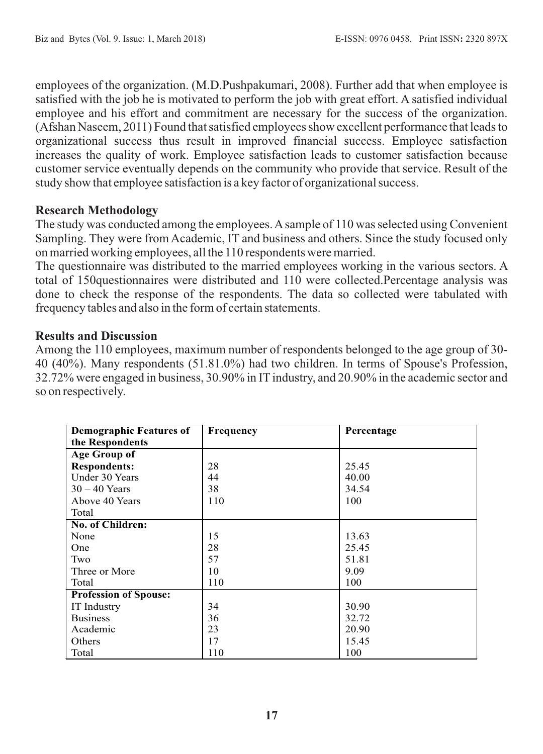employees of the organization. (M.D.Pushpakumari, 2008). Further add that when employee is satisfied with the job he is motivated to perform the job with great effort. A satisfied individual employee and his effort and commitment are necessary for the success of the organization. (Afshan Naseem, 2011) Found that satisfied employees show excellent performance that leads to organizational success thus result in improved financial success. Employee satisfaction increases the quality of work. Employee satisfaction leads to customer satisfaction because customer service eventually depends on the community who provide that service. Result of the study show that employee satisfaction is a key factor of organizational success.

### Research Methodology

The study was conducted among the employees. A sample of 110 was selected using Convenient Sampling. They were from Academic, IT and business and others. Since the study focused only on married working employees, all the 110 respondents were married.

The questionnaire was distributed to the married employees working in the various sectors. A total of 150questionnaires were distributed and 110 were collected.Percentage analysis was done to check the response of the respondents. The data so collected were tabulated with frequency tables and also in the form of certain statements.

### Results and Discussion

Among the 110 employees, maximum number of respondents belonged to the age group of 30-40 (40%). Many respondents (51.81.0%) had two children. In terms of Spouse's Profession, 32.72% were engaged in business, 30.90% in IT industry, and 20.90% in the academic sector and so on respectively.

| **Demographic Features of the Respondents** | **Frequency** | **Percentage** |
|---|---|---|
| **Age Group of** | | |
| **Respondents:** | 28 | 25.45 |
| Under 30 Years | 44 | 40.00 |
| 30 – 40 Years | 38 | 34.54 |
| Above 40 Years | 110 | 100 |
| Total | | |
| **No. of Children:** | | |
| None | 15 | 13.63 |
| One | 28 | 25.45 |
| Two | 57 | 51.81 |
| Three or More | 10 | 9.09 |
| Total | 110 | 100 |
| **Profession of Spouse:** | | |
| IT Industry | 34 | 30.90 |
| Business | 36 | 32.72 |
| Academic | 23 | 20.90 |
| Others | 17 | 15.45 |
| Total | 110 | 100 |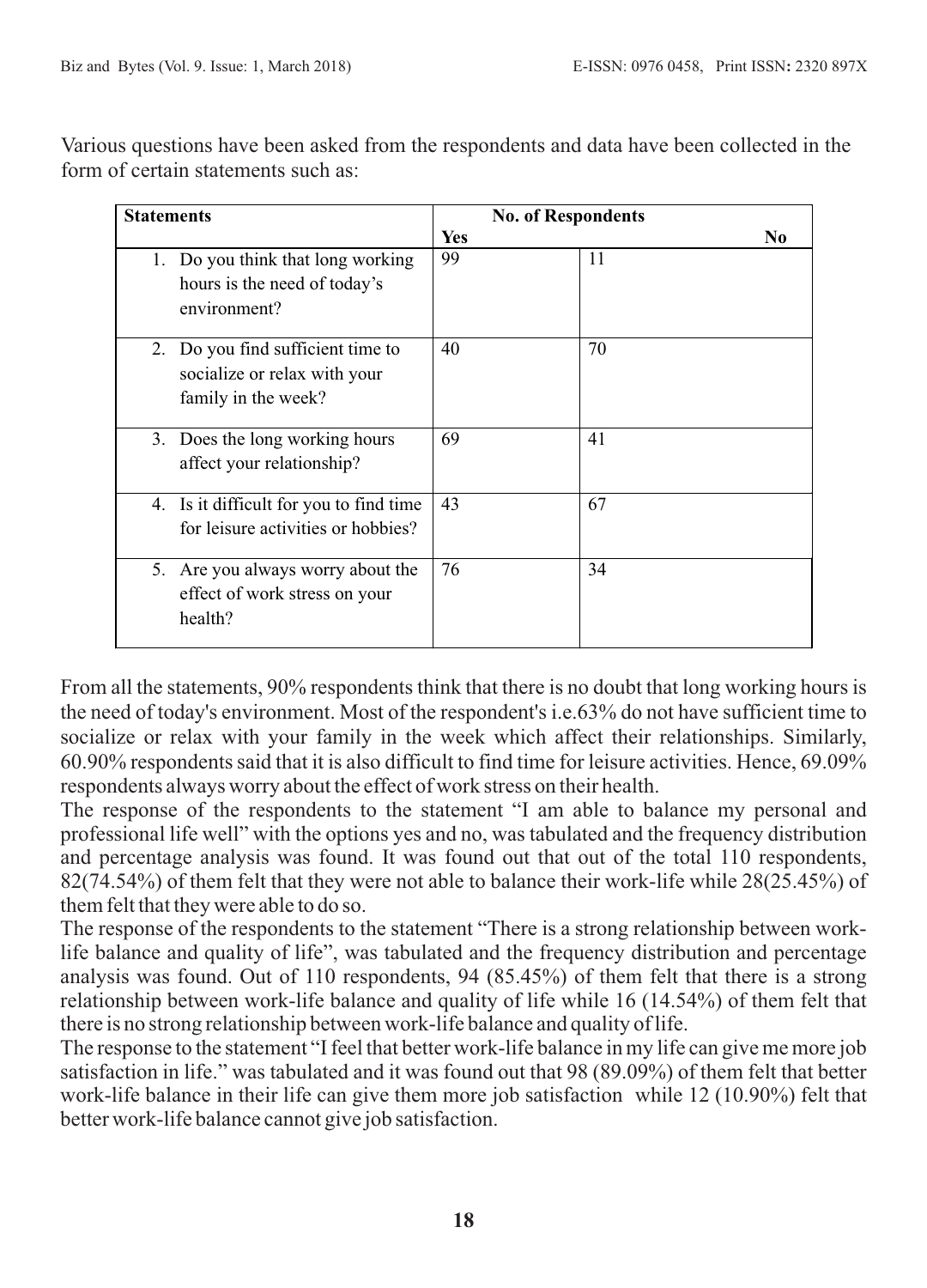Various questions have been asked from the respondents and data have been collected in the form of certain statements such as:

| Statements | No. of Respondents | |
|---|---|---|
| | Yes | No |
| 1. Do you think that long working hours is the need of today's environment? | 99 | 11 |
| 2. Do you find sufficient time to socialize or relax with your family in the week? | 40 | 70 |
| 3. Does the long working hours affect your relationship? | 69 | 41 |
| 4. Is it difficult for you to find time for leisure activities or hobbies? | 43 | 67 |
| 5. Are you always worry about the effect of work stress on your health? | 76 | 34 |

From all the statements, 90% respondents think that there is no doubt that long working hours is the need of today's environment. Most of the respondent's i.e.63% do not have sufficient time to socialize or relax with your family in the week which affect their relationships. Similarly, 60.90% respondents said that it is also difficult to find time for leisure activities. Hence, 69.09% respondents always worry about the effect of work stress on their health.

The response of the respondents to the statement "I am able to balance my personal and professional life well" with the options yes and no, was tabulated and the frequency distribution and percentage analysis was found. It was found out that out of the total 110 respondents, 82(74.54%) of them felt that they were not able to balance their work-life while 28(25.45%) of them felt that they were able to do so.

The response of the respondents to the statement "There is a strong relationship between work-life balance and quality of life", was tabulated and the frequency distribution and percentage analysis was found. Out of 110 respondents, 94 (85.45%) of them felt that there is a strong relationship between work-life balance and quality of life while 16 (14.54%) of them felt that there is no strong relationship between work-life balance and quality of life.

The response to the statement "I feel that better work-life balance in my life can give me more job satisfaction in life." was tabulated and it was found out that 98 (89.09%) of them felt that better work-life balance in their life can give them more job satisfaction while 12 (10.90%) felt that better work-life balance cannot give job satisfaction.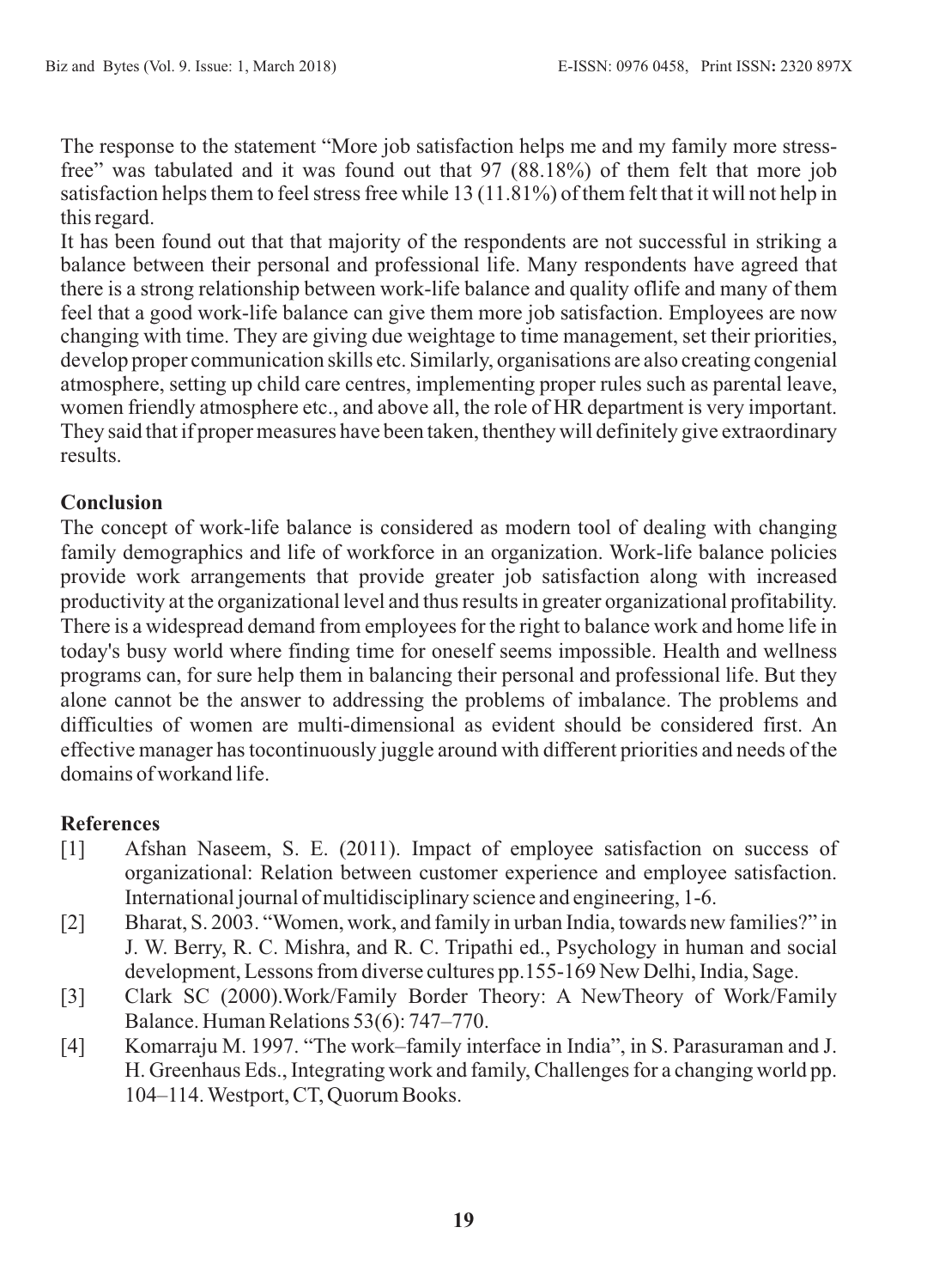The response to the statement "More job satisfaction helps me and my family more stress-free" was tabulated and it was found out that 97 (88.18%) of them felt that more job satisfaction helps them to feel stress free while 13 (11.81%) of them felt that it will not help in this regard.

It has been found out that that majority of the respondents are not successful in striking a balance between their personal and professional life. Many respondents have agreed that there is a strong relationship between work-life balance and quality oflife and many of them feel that a good work-life balance can give them more job satisfaction. Employees are now changing with time. They are giving due weightage to time management, set their priorities, develop proper communication skills etc. Similarly, organisations are also creating congenial atmosphere, setting up child care centres, implementing proper rules such as parental leave, women friendly atmosphere etc., and above all, the role of HR department is very important. They said that if proper measures have been taken, thenthey will definitely give extraordinary results.

## Conclusion

The concept of work-life balance is considered as modern tool of dealing with changing family demographics and life of workforce in an organization. Work-life balance policies provide work arrangements that provide greater job satisfaction along with increased productivity at the organizational level and thus results in greater organizational profitability. There is a widespread demand from employees for the right to balance work and home life in today's busy world where finding time for oneself seems impossible. Health and wellness programs can, for sure help them in balancing their personal and professional life. But they alone cannot be the answer to addressing the problems of imbalance. The problems and difficulties of women are multi-dimensional as evident should be considered first. An effective manager has tocontinuously juggle around with different priorities and needs of the domains of workand life.

## References

[1] Afshan Naseem, S. E. (2011). Impact of employee satisfaction on success of organizational: Relation between customer experience and employee satisfaction. International journal of multidisciplinary science and engineering, 1-6.

[2] Bharat, S. 2003. "Women, work, and family in urban India, towards new families?" in J. W. Berry, R. C. Mishra, and R. C. Tripathi ed., Psychology in human and social development, Lessons from diverse cultures pp.155-169 New Delhi, India, Sage.

[3] Clark SC (2000).Work/Family Border Theory: A NewTheory of Work/Family Balance. Human Relations 53(6): 747–770.

[4] Komarraju M. 1997. "The work–family interface in India", in S. Parasuraman and J. H. Greenhaus Eds., Integrating work and family, Challenges for a changing world pp. 104–114. Westport, CT, Quorum Books.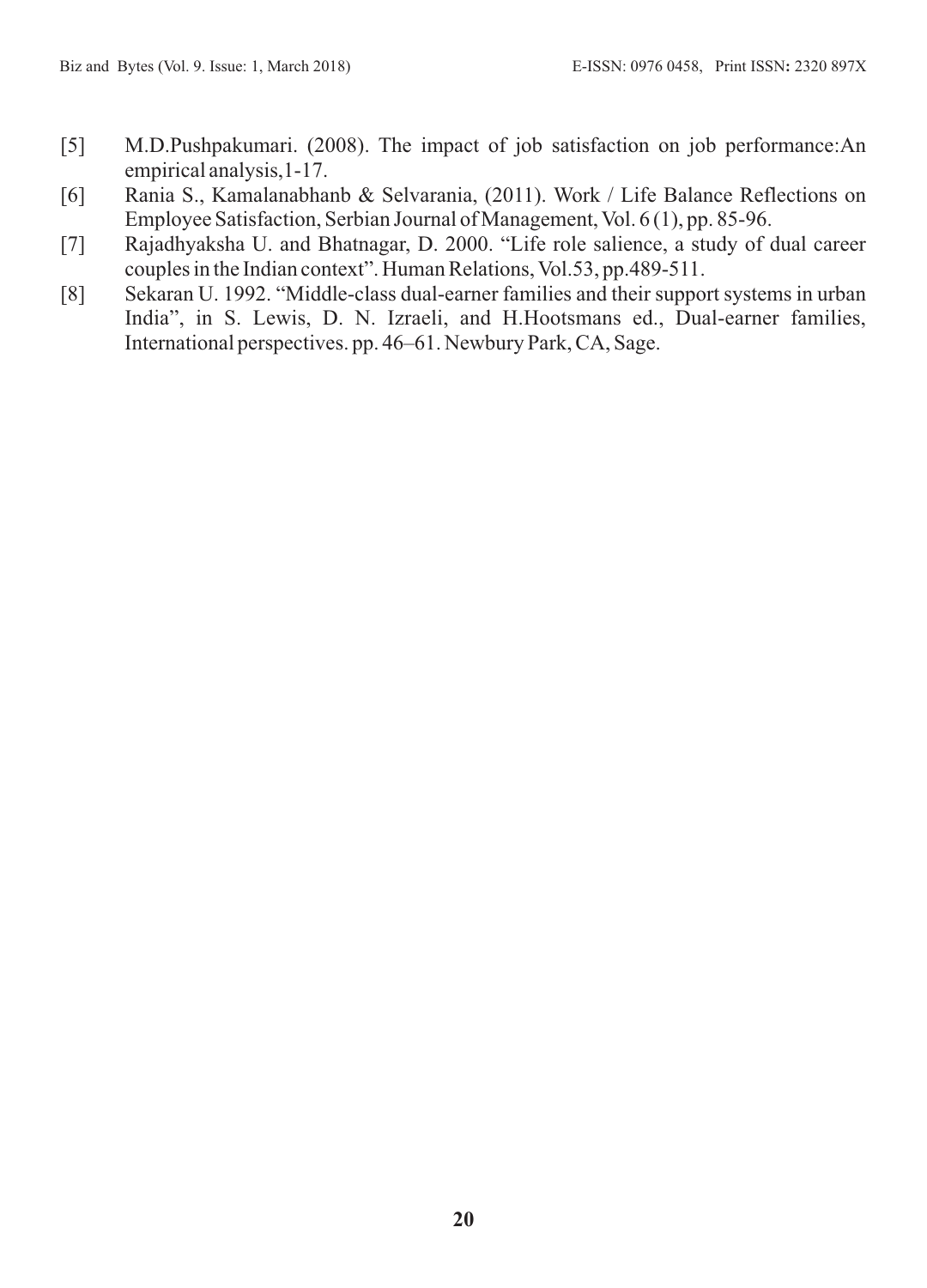[5] M.D.Pushpakumari. (2008). The impact of job satisfaction on job performance:An empirical analysis,1-17.

[6] Rania S., Kamalanabhanb & Selvarania, (2011). Work / Life Balance Reflections on Employee Satisfaction, Serbian Journal of Management, Vol. 6 (1), pp. 85-96.

[7] Rajadhyaksha U. and Bhatnagar, D. 2000. "Life role salience, a study of dual career couples in the Indian context". Human Relations, Vol.53, pp.489-511.

[8] Sekaran U. 1992. "Middle-class dual-earner families and their support systems in urban India", in S. Lewis, D. N. Izraeli, and H.Hootsmans ed., Dual-earner families, International perspectives. pp. 46–61. Newbury Park, CA, Sage.